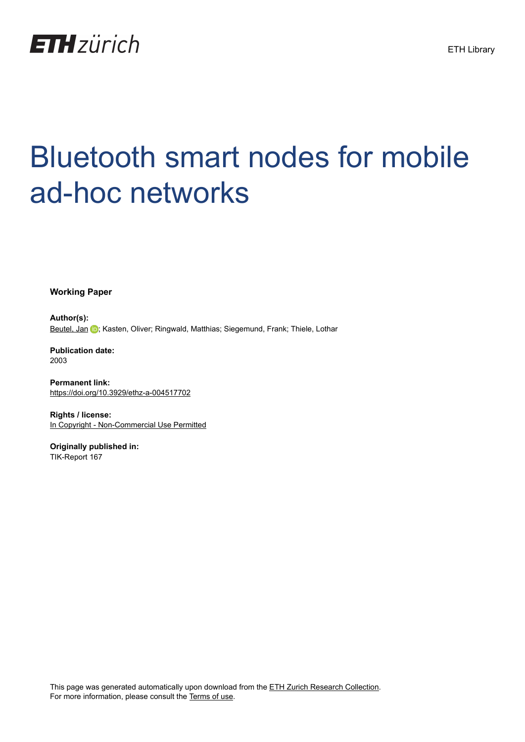ETH zürich

ETH Library

# Bluetooth smart nodes for mobile ad-hoc networks

**Working Paper**

**Author(s):**
Beutel, Jan; Kasten, Oliver; Ringwald, Matthias; Siegemund, Frank; Thiele, Lothar

**Publication date:**
2003

**Permanent link:**
https://doi.org/10.3929/ethz-a-004517702

**Rights / license:**
In Copyright - Non-Commercial Use Permitted

**Originally published in:**
TIK-Report 167

This page was generated automatically upon download from the ETH Zurich Research Collection.
For more information, please consult the Terms of use.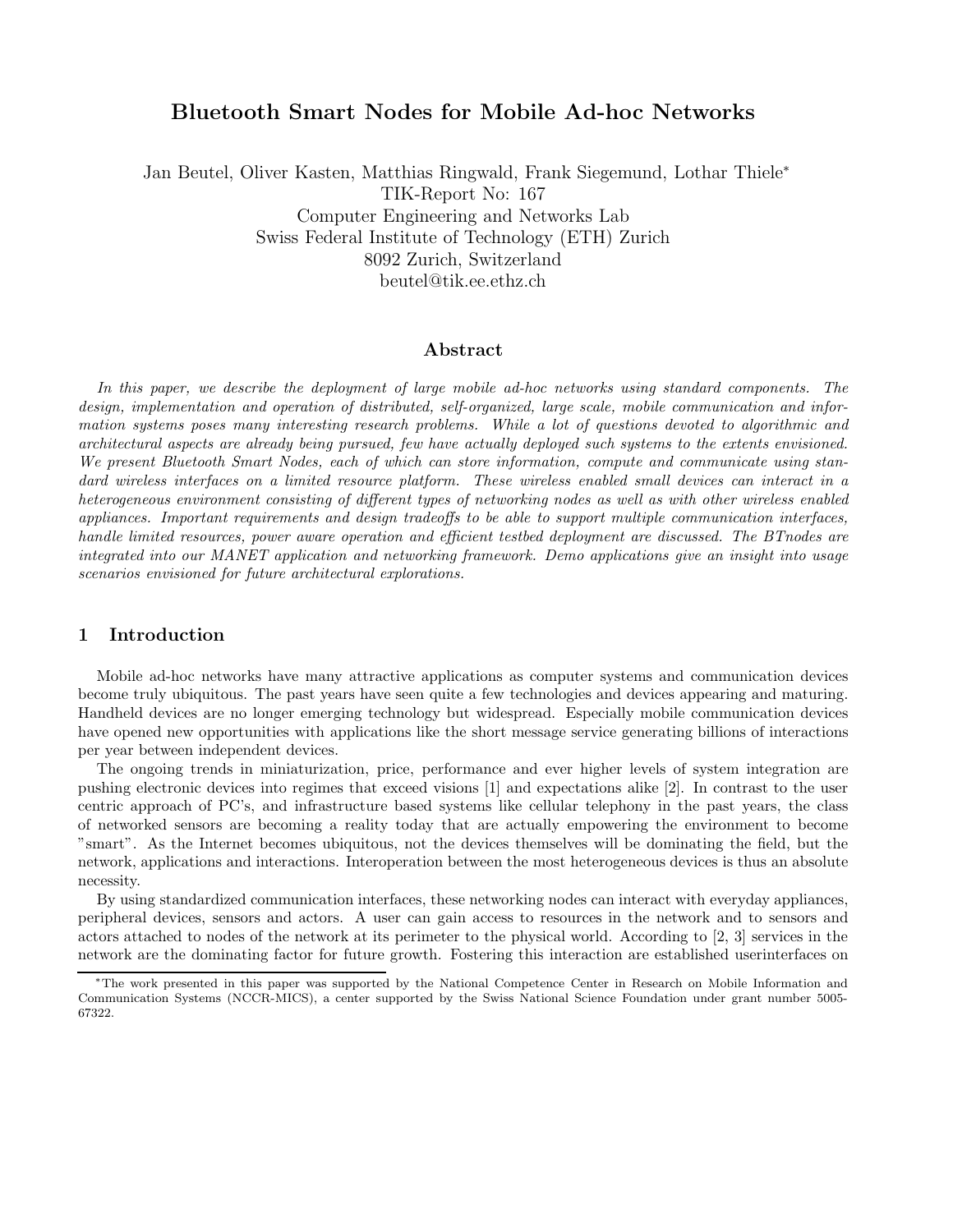# Bluetooth Smart Nodes for Mobile Ad-hoc Networks

Jan Beutel, Oliver Kasten, Matthias Ringwald, Frank Siegemund, Lothar Thiele*
TIK-Report No: 167
Computer Engineering and Networks Lab
Swiss Federal Institute of Technology (ETH) Zurich
8092 Zurich, Switzerland
beutel@tik.ee.ethz.ch

## Abstract

*In this paper, we describe the deployment of large mobile ad-hoc networks using standard components. The design, implementation and operation of distributed, self-organized, large scale, mobile communication and information systems poses many interesting research problems. While a lot of questions devoted to algorithmic and architectural aspects are already being pursued, few have actually deployed such systems to the extents envisioned. We present Bluetooth Smart Nodes, each of which can store information, compute and communicate using standard wireless interfaces on a limited resource platform. These wireless enabled small devices can interact in a heterogeneous environment consisting of different types of networking nodes as well as with other wireless enabled appliances. Important requirements and design tradeoffs to be able to support multiple communication interfaces, handle limited resources, power aware operation and efficient testbed deployment are discussed. The BTnodes are integrated into our MANET application and networking framework. Demo applications give an insight into usage scenarios envisioned for future architectural explorations.*

## 1 Introduction

Mobile ad-hoc networks have many attractive applications as computer systems and communication devices become truly ubiquitous. The past years have seen quite a few technologies and devices appearing and maturing. Handheld devices are no longer emerging technology but widespread. Especially mobile communication devices have opened new opportunities with applications like the short message service generating billions of interactions per year between independent devices.

The ongoing trends in miniaturization, price, performance and ever higher levels of system integration are pushing electronic devices into regimes that exceed visions [1] and expectations alike [2]. In contrast to the user centric approach of PC's, and infrastructure based systems like cellular telephony in the past years, the class of networked sensors are becoming a reality today that are actually empowering the environment to become "smart". As the Internet becomes ubiquitous, not the devices themselves will be dominating the field, but the network, applications and interactions. Interoperation between the most heterogeneous devices is thus an absolute necessity.

By using standardized communication interfaces, these networking nodes can interact with everyday appliances, peripheral devices, sensors and actors. A user can gain access to resources in the network and to sensors and actors attached to nodes of the network at its perimeter to the physical world. According to [2, 3] services in the network are the dominating factor for future growth. Fostering this interaction are established userinterfaces on

*The work presented in this paper was supported by the National Competence Center in Research on Mobile Information and Communication Systems (NCCR-MICS), a center supported by the Swiss National Science Foundation under grant number 5005-67322.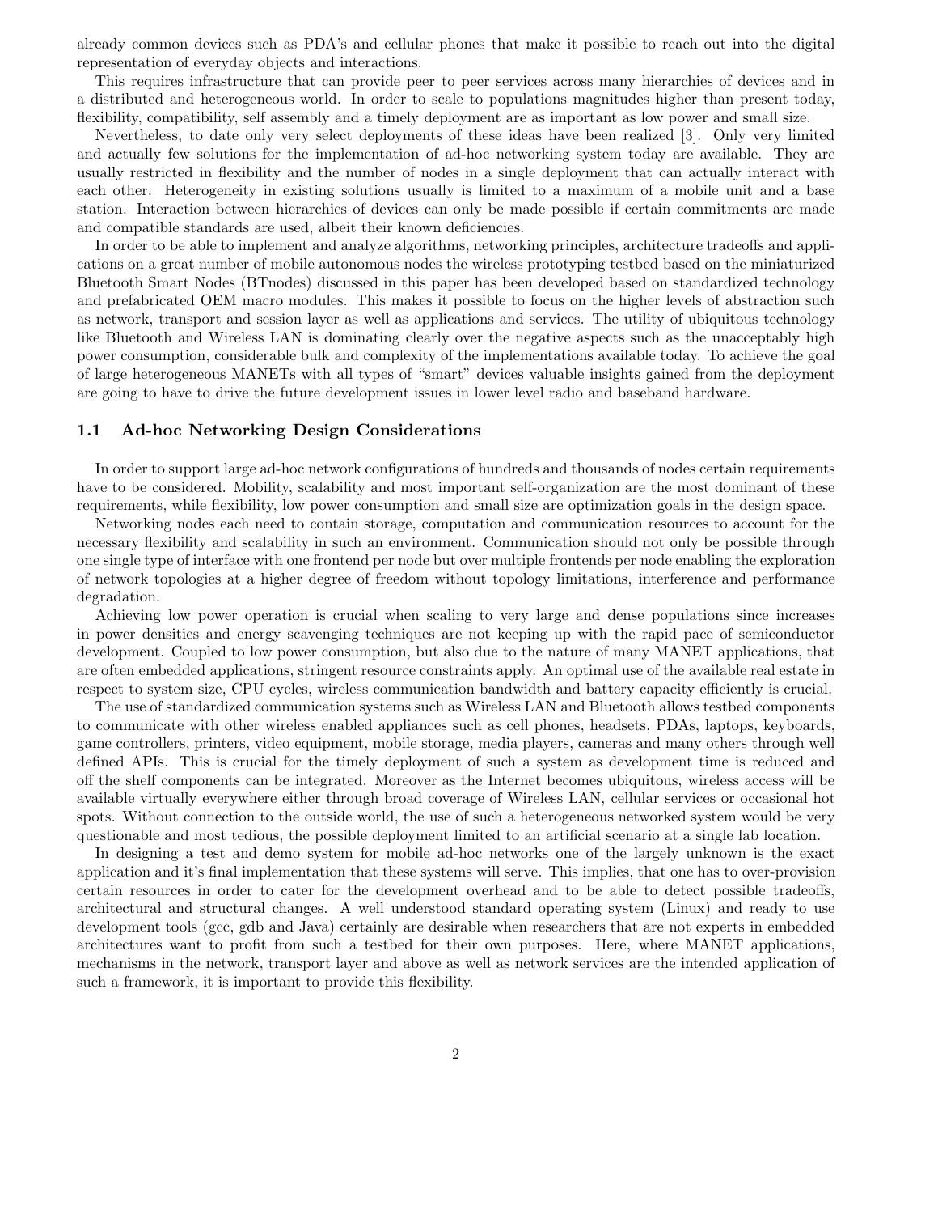already common devices such as PDA's and cellular phones that make it possible to reach out into the digital representation of everyday objects and interactions.

This requires infrastructure that can provide peer to peer services across many hierarchies of devices and in a distributed and heterogeneous world. In order to scale to populations magnitudes higher than present today, flexibility, compatibility, self assembly and a timely deployment are as important as low power and small size.

Nevertheless, to date only very select deployments of these ideas have been realized [3]. Only very limited and actually few solutions for the implementation of ad-hoc networking system today are available. They are usually restricted in flexibility and the number of nodes in a single deployment that can actually interact with each other. Heterogeneity in existing solutions usually is limited to a maximum of a mobile unit and a base station. Interaction between hierarchies of devices can only be made possible if certain commitments are made and compatible standards are used, albeit their known deficiencies.

In order to be able to implement and analyze algorithms, networking principles, architecture tradeoffs and applications on a great number of mobile autonomous nodes the wireless prototyping testbed based on the miniaturized Bluetooth Smart Nodes (BTnodes) discussed in this paper has been developed based on standardized technology and prefabricated OEM macro modules. This makes it possible to focus on the higher levels of abstraction such as network, transport and session layer as well as applications and services. The utility of ubiquitous technology like Bluetooth and Wireless LAN is dominating clearly over the negative aspects such as the unacceptably high power consumption, considerable bulk and complexity of the implementations available today. To achieve the goal of large heterogeneous MANETs with all types of "smart" devices valuable insights gained from the deployment are going to have to drive the future development issues in lower level radio and baseband hardware.

## 1.1 Ad-hoc Networking Design Considerations

In order to support large ad-hoc network configurations of hundreds and thousands of nodes certain requirements have to be considered. Mobility, scalability and most important self-organization are the most dominant of these requirements, while flexibility, low power consumption and small size are optimization goals in the design space.

Networking nodes each need to contain storage, computation and communication resources to account for the necessary flexibility and scalability in such an environment. Communication should not only be possible through one single type of interface with one frontend per node but over multiple frontends per node enabling the exploration of network topologies at a higher degree of freedom without topology limitations, interference and performance degradation.

Achieving low power operation is crucial when scaling to very large and dense populations since increases in power densities and energy scavenging techniques are not keeping up with the rapid pace of semiconductor development. Coupled to low power consumption, but also due to the nature of many MANET applications, that are often embedded applications, stringent resource constraints apply. An optimal use of the available real estate in respect to system size, CPU cycles, wireless communication bandwidth and battery capacity efficiently is crucial.

The use of standardized communication systems such as Wireless LAN and Bluetooth allows testbed components to communicate with other wireless enabled appliances such as cell phones, headsets, PDAs, laptops, keyboards, game controllers, printers, video equipment, mobile storage, media players, cameras and many others through well defined APIs. This is crucial for the timely deployment of such a system as development time is reduced and off the shelf components can be integrated. Moreover as the Internet becomes ubiquitous, wireless access will be available virtually everywhere either through broad coverage of Wireless LAN, cellular services or occasional hot spots. Without connection to the outside world, the use of such a heterogeneous networked system would be very questionable and most tedious, the possible deployment limited to an artificial scenario at a single lab location.

In designing a test and demo system for mobile ad-hoc networks one of the largely unknown is the exact application and it's final implementation that these systems will serve. This implies, that one has to over-provision certain resources in order to cater for the development overhead and to be able to detect possible tradeoffs, architectural and structural changes. A well understood standard operating system (Linux) and ready to use development tools (gcc, gdb and Java) certainly are desirable when researchers that are not experts in embedded architectures want to profit from such a testbed for their own purposes. Here, where MANET applications, mechanisms in the network, transport layer and above as well as network services are the intended application of such a framework, it is important to provide this flexibility.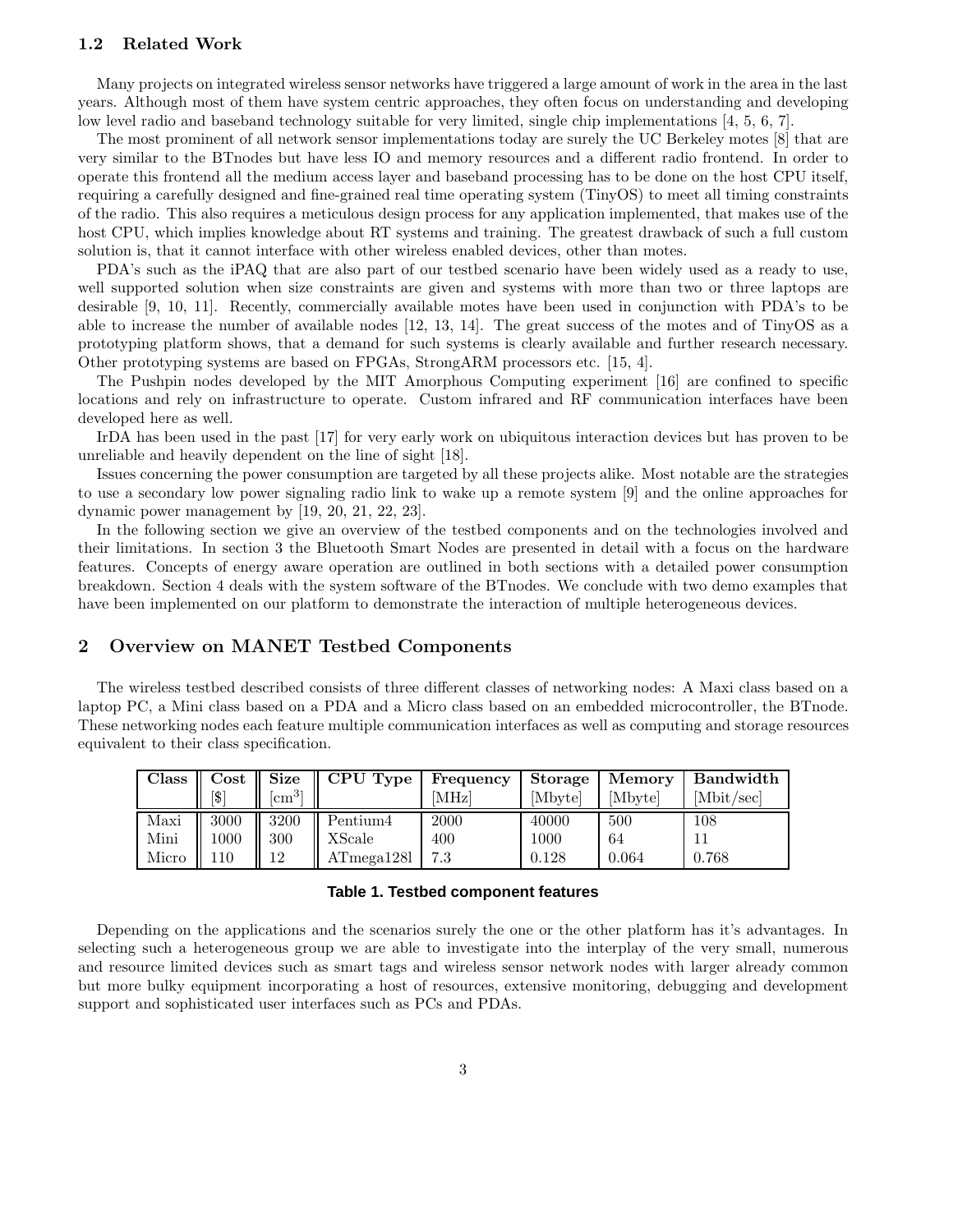### 1.2 Related Work

Many projects on integrated wireless sensor networks have triggered a large amount of work in the area in the last years. Although most of them have system centric approaches, they often focus on understanding and developing low level radio and baseband technology suitable for very limited, single chip implementations [4, 5, 6, 7].

The most prominent of all network sensor implementations today are surely the UC Berkeley motes [8] that are very similar to the BTnodes but have less IO and memory resources and a different radio frontend. In order to operate this frontend all the medium access layer and baseband processing has to be done on the host CPU itself, requiring a carefully designed and fine-grained real time operating system (TinyOS) to meet all timing constraints of the radio. This also requires a meticulous design process for any application implemented, that makes use of the host CPU, which implies knowledge about RT systems and training. The greatest drawback of such a full custom solution is, that it cannot interface with other wireless enabled devices, other than motes.

PDA's such as the iPAQ that are also part of our testbed scenario have been widely used as a ready to use, well supported solution when size constraints are given and systems with more than two or three laptops are desirable [9, 10, 11]. Recently, commercially available motes have been used in conjunction with PDA's to be able to increase the number of available nodes [12, 13, 14]. The great success of the motes and of TinyOS as a prototyping platform shows, that a demand for such systems is clearly available and further research necessary. Other prototyping systems are based on FPGAs, StrongARM processors etc. [15, 4].

The Pushpin nodes developed by the MIT Amorphous Computing experiment [16] are confined to specific locations and rely on infrastructure to operate. Custom infrared and RF communication interfaces have been developed here as well.

IrDA has been used in the past [17] for very early work on ubiquitous interaction devices but has proven to be unreliable and heavily dependent on the line of sight [18].

Issues concerning the power consumption are targeted by all these projects alike. Most notable are the strategies to use a secondary low power signaling radio link to wake up a remote system [9] and the online approaches for dynamic power management by [19, 20, 21, 22, 23].

In the following section we give an overview of the testbed components and on the technologies involved and their limitations. In section 3 the Bluetooth Smart Nodes are presented in detail with a focus on the hardware features. Concepts of energy aware operation are outlined in both sections with a detailed power consumption breakdown. Section 4 deals with the system software of the BTnodes. We conclude with two demo examples that have been implemented on our platform to demonstrate the interaction of multiple heterogeneous devices.

## 2 Overview on MANET Testbed Components

The wireless testbed described consists of three different classes of networking nodes: A Maxi class based on a laptop PC, a Mini class based on a PDA and a Micro class based on an embedded microcontroller, the BTnode. These networking nodes each feature multiple communication interfaces as well as computing and storage resources equivalent to their class specification.

| Class | Cost [$] | Size [$cm^3$] | CPU Type | Frequency [MHz] | Storage [Mbyte] | Memory [Mbyte] | Bandwidth [Mbit/sec] |
|---|---|---|---|---|---|---|---|
| Maxi | 3000 | 3200 | Pentium4 | 2000 | 40000 | 500 | 108 |
| Mini | 1000 | 300 | XScale | 400 | 1000 | 64 | 11 |
| Micro | 110 | 12 | ATmega128l | 7.3 | 0.128 | 0.064 | 0.768 |

**Table 1. Testbed component features**

Depending on the applications and the scenarios surely the one or the other platform has it's advantages. In selecting such a heterogeneous group we are able to investigate into the interplay of the very small, numerous and resource limited devices such as smart tags and wireless sensor network nodes with larger already common but more bulky equipment incorporating a host of resources, extensive monitoring, debugging and development support and sophisticated user interfaces such as PCs and PDAs.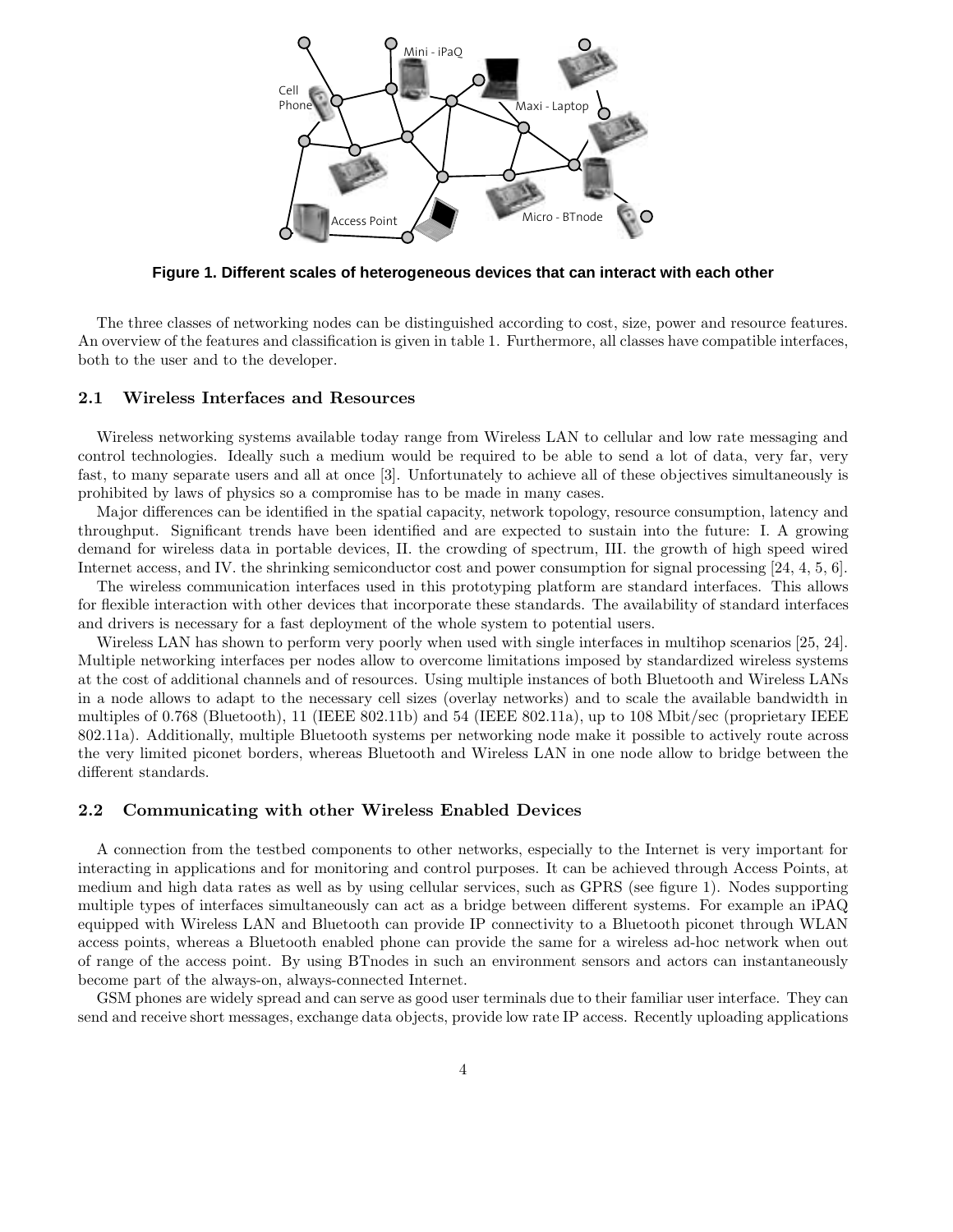**Figure 1. Different scales of heterogeneous devices that can interact with each other**

The three classes of networking nodes can be distinguished according to cost, size, power and resource features. An overview of the features and classification is given in table 1. Furthermore, all classes have compatible interfaces, both to the user and to the developer.

### 2.1 Wireless Interfaces and Resources

Wireless networking systems available today range from Wireless LAN to cellular and low rate messaging and control technologies. Ideally such a medium would be required to be able to send a lot of data, very far, very fast, to many separate users and all at once [3]. Unfortunately to achieve all of these objectives simultaneously is prohibited by laws of physics so a compromise has to be made in many cases.

Major differences can be identified in the spatial capacity, network topology, resource consumption, latency and throughput. Significant trends have been identified and are expected to sustain into the future: I. A growing demand for wireless data in portable devices, II. the crowding of spectrum, III. the growth of high speed wired Internet access, and IV. the shrinking semiconductor cost and power consumption for signal processing [24, 4, 5, 6].

The wireless communication interfaces used in this prototyping platform are standard interfaces. This allows for flexible interaction with other devices that incorporate these standards. The availability of standard interfaces and drivers is necessary for a fast deployment of the whole system to potential users.

Wireless LAN has shown to perform very poorly when used with single interfaces in multihop scenarios [25, 24]. Multiple networking interfaces per nodes allow to overcome limitations imposed by standardized wireless systems at the cost of additional channels and of resources. Using multiple instances of both Bluetooth and Wireless LANs in a node allows to adapt to the necessary cell sizes (overlay networks) and to scale the available bandwidth in multiples of 0.768 (Bluetooth), 11 (IEEE 802.11b) and 54 (IEEE 802.11a), up to 108 Mbit/sec (proprietary IEEE 802.11a). Additionally, multiple Bluetooth systems per networking node make it possible to actively route across the very limited piconet borders, whereas Bluetooth and Wireless LAN in one node allow to bridge between the different standards.

### 2.2 Communicating with other Wireless Enabled Devices

A connection from the testbed components to other networks, especially to the Internet is very important for interacting in applications and for monitoring and control purposes. It can be achieved through Access Points, at medium and high data rates as well as by using cellular services, such as GPRS (see figure 1). Nodes supporting multiple types of interfaces simultaneously can act as a bridge between different systems. For example an iPAQ equipped with Wireless LAN and Bluetooth can provide IP connectivity to a Bluetooth piconet through WLAN access points, whereas a Bluetooth enabled phone can provide the same for a wireless ad-hoc network when out of range of the access point. By using BTnodes in such an environment sensors and actors can instantaneously become part of the always-on, always-connected Internet.

GSM phones are widely spread and can serve as good user terminals due to their familiar user interface. They can send and receive short messages, exchange data objects, provide low rate IP access. Recently uploading applications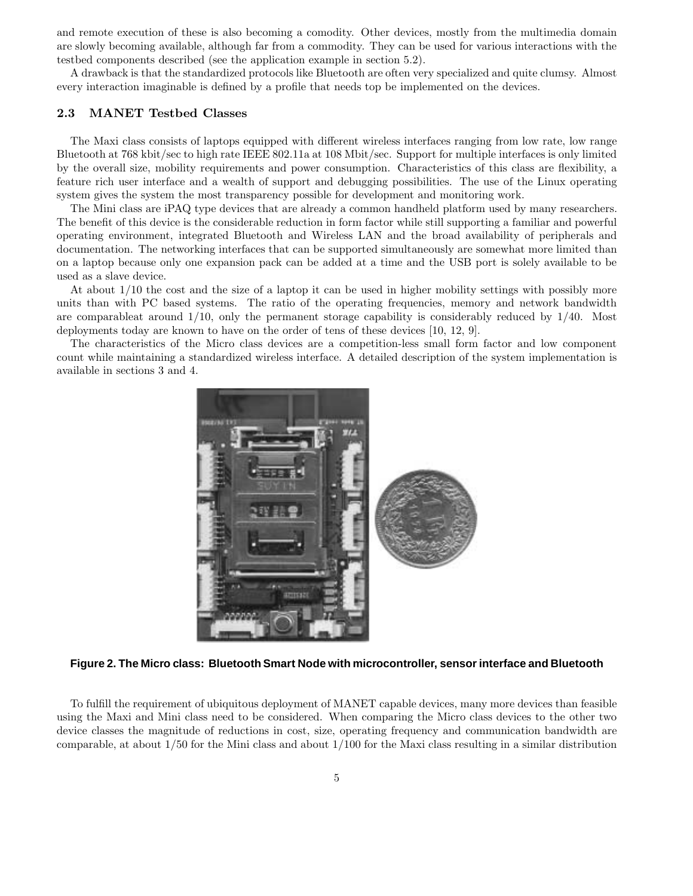and remote execution of these is also becoming a comodity. Other devices, mostly from the multimedia domain are slowly becoming available, although far from a commodity. They can be used for various interactions with the testbed components described (see the application example in section 5.2).

A drawback is that the standardized protocols like Bluetooth are often very specialized and quite clumsy. Almost every interaction imaginable is defined by a profile that needs top be implemented on the devices.

### 2.3 MANET Testbed Classes

The Maxi class consists of laptops equipped with different wireless interfaces ranging from low rate, low range Bluetooth at 768 kbit/sec to high rate IEEE 802.11a at 108 Mbit/sec. Support for multiple interfaces is only limited by the overall size, mobility requirements and power consumption. Characteristics of this class are flexibility, a feature rich user interface and a wealth of support and debugging possibilities. The use of the Linux operating system gives the system the most transparency possible for development and monitoring work.

The Mini class are iPAQ type devices that are already a common handheld platform used by many researchers. The benefit of this device is the considerable reduction in form factor while still supporting a familiar and powerful operating environment, integrated Bluetooth and Wireless LAN and the broad availability of peripherals and documentation. The networking interfaces that can be supported simultaneously are somewhat more limited than on a laptop because only one expansion pack can be added at a time and the USB port is solely available to be used as a slave device.

At about 1/10 the cost and the size of a laptop it can be used in higher mobility settings with possibly more units than with PC based systems. The ratio of the operating frequencies, memory and network bandwidth are comparableat around 1/10, only the permanent storage capability is considerably reduced by 1/40. Most deployments today are known to have on the order of tens of these devices [10, 12, 9].

The characteristics of the Micro class devices are a competition-less small form factor and low component count while maintaining a standardized wireless interface. A detailed description of the system implementation is available in sections 3 and 4.

**Figure 2. The Micro class: Bluetooth Smart Node with microcontroller, sensor interface and Bluetooth**

To fulfill the requirement of ubiquitous deployment of MANET capable devices, many more devices than feasible using the Maxi and Mini class need to be considered. When comparing the Micro class devices to the other two device classes the magnitude of reductions in cost, size, operating frequency and communication bandwidth are comparable, at about 1/50 for the Mini class and about 1/100 for the Maxi class resulting in a similar distribution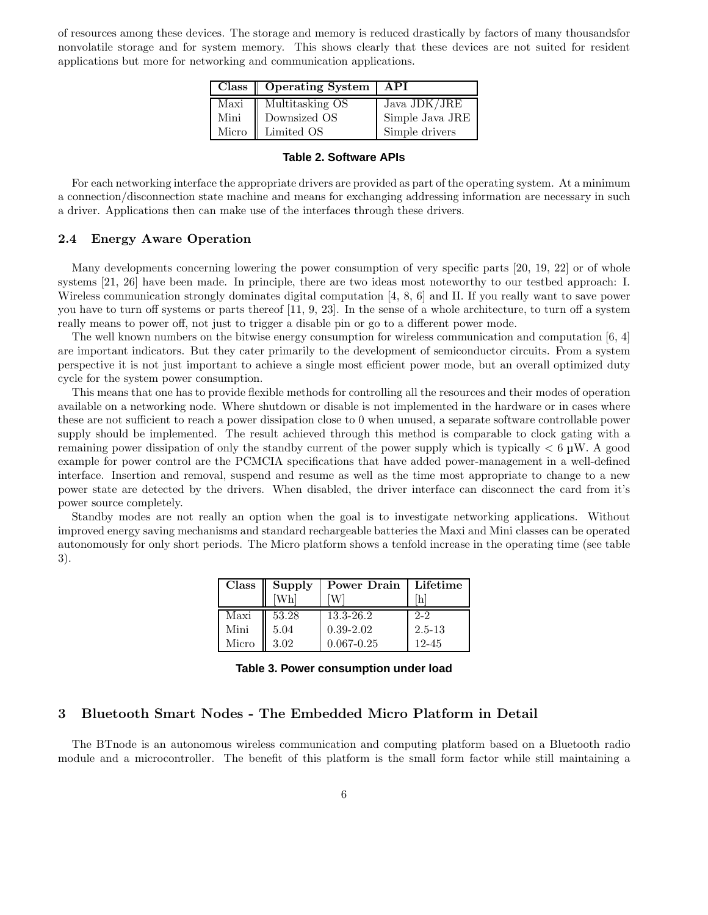of resources among these devices. The storage and memory is reduced drastically by factors of many thousandsfor nonvolatile storage and for system memory. This shows clearly that these devices are not suited for resident applications but more for networking and communication applications.

| Class | Operating System | API |
|---|---|---|
| Maxi | Multitasking OS | Java JDK/JRE |
| Mini | Downsized OS | Simple Java JRE |
| Micro | Limited OS | Simple drivers |

**Table 2. Software APIs**

For each networking interface the appropriate drivers are provided as part of the operating system. At a minimum a connection/disconnection state machine and means for exchanging addressing information are necessary in such a driver. Applications then can make use of the interfaces through these drivers.

### 2.4 Energy Aware Operation

Many developments concerning lowering the power consumption of very specific parts [20, 19, 22] or of whole systems [21, 26] have been made. In principle, there are two ideas most noteworthy to our testbed approach: I. Wireless communication strongly dominates digital computation [4, 8, 6] and II. If you really want to save power you have to turn off systems or parts thereof [11, 9, 23]. In the sense of a whole architecture, to turn off a system really means to power off, not just to trigger a disable pin or go to a different power mode.

The well known numbers on the bitwise energy consumption for wireless communication and computation [6, 4] are important indicators. But they cater primarily to the development of semiconductor circuits. From a system perspective it is not just important to achieve a single most efficient power mode, but an overall optimized duty cycle for the system power consumption.

This means that one has to provide flexible methods for controlling all the resources and their modes of operation available on a networking node. Where shutdown or disable is not implemented in the hardware or in cases where these are not sufficient to reach a power dissipation close to 0 when unused, a separate software controllable power supply should be implemented. The result achieved through this method is comparable to clock gating with a remaining power dissipation of only the standby current of the power supply which is typically $< 6$ µW. A good example for power control are the PCMCIA specifications that have added power-management in a well-defined interface. Insertion and removal, suspend and resume as well as the time most appropriate to change to a new power state are detected by the drivers. When disabled, the driver interface can disconnect the card from it's power source completely.

Standby modes are not really an option when the goal is to investigate networking applications. Without improved energy saving mechanisms and standard rechargeable batteries the Maxi and Mini classes can be operated autonomously for only short periods. The Micro platform shows a tenfold increase in the operating time (see table 3).

| Class | Supply [Wh] | Power Drain [W] | Lifetime [h] |
|---|---|---|---|
| Maxi | 53.28 | 13.3-26.2 | 2-2 |
| Mini | 5.04 | 0.39-2.02 | 2.5-13 |
| Micro | 3.02 | 0.067-0.25 | 12-45 |

**Table 3. Power consumption under load**

## 3 Bluetooth Smart Nodes - The Embedded Micro Platform in Detail

The BTnode is an autonomous wireless communication and computing platform based on a Bluetooth radio module and a microcontroller. The benefit of this platform is the small form factor while still maintaining a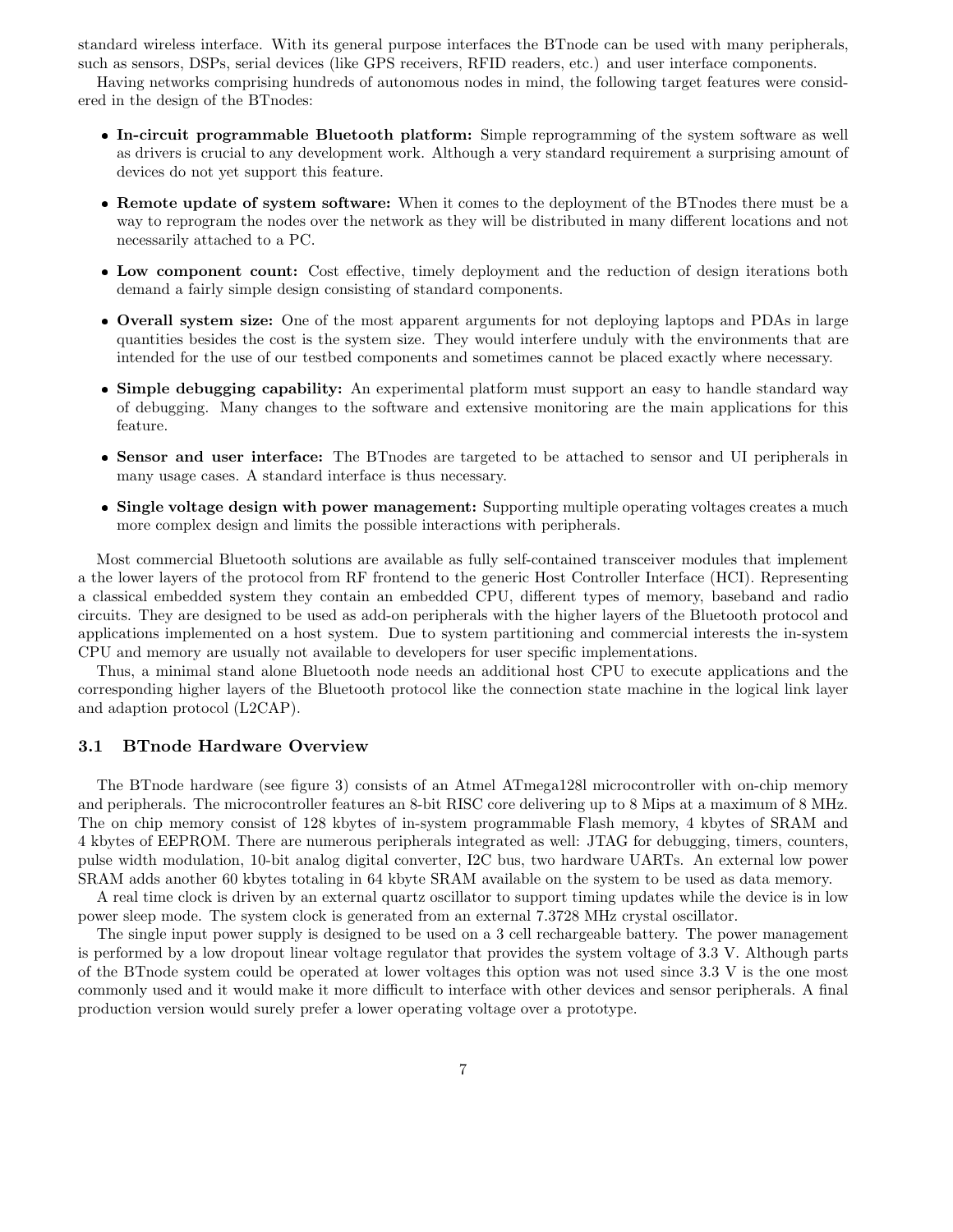standard wireless interface. With its general purpose interfaces the BTnode can be used with many peripherals, such as sensors, DSPs, serial devices (like GPS receivers, RFID readers, etc.) and user interface components.

Having networks comprising hundreds of autonomous nodes in mind, the following target features were considered in the design of the BTnodes:

- **In-circuit programmable Bluetooth platform:** Simple reprogramming of the system software as well as drivers is crucial to any development work. Although a very standard requirement a surprising amount of devices do not yet support this feature.
- **Remote update of system software:** When it comes to the deployment of the BTnodes there must be a way to reprogram the nodes over the network as they will be distributed in many different locations and not necessarily attached to a PC.
- **Low component count:** Cost effective, timely deployment and the reduction of design iterations both demand a fairly simple design consisting of standard components.
- **Overall system size:** One of the most apparent arguments for not deploying laptops and PDAs in large quantities besides the cost is the system size. They would interfere unduly with the environments that are intended for the use of our testbed components and sometimes cannot be placed exactly where necessary.
- **Simple debugging capability:** An experimental platform must support an easy to handle standard way of debugging. Many changes to the software and extensive monitoring are the main applications for this feature.
- **Sensor and user interface:** The BTnodes are targeted to be attached to sensor and UI peripherals in many usage cases. A standard interface is thus necessary.
- **Single voltage design with power management:** Supporting multiple operating voltages creates a much more complex design and limits the possible interactions with peripherals.

Most commercial Bluetooth solutions are available as fully self-contained transceiver modules that implement a the lower layers of the protocol from RF frontend to the generic Host Controller Interface (HCI). Representing a classical embedded system they contain an embedded CPU, different types of memory, baseband and radio circuits. They are designed to be used as add-on peripherals with the higher layers of the Bluetooth protocol and applications implemented on a host system. Due to system partitioning and commercial interests the in-system CPU and memory are usually not available to developers for user specific implementations.

Thus, a minimal stand alone Bluetooth node needs an additional host CPU to execute applications and the corresponding higher layers of the Bluetooth protocol like the connection state machine in the logical link layer and adaption protocol (L2CAP).

### 3.1 BTnode Hardware Overview

The BTnode hardware (see figure 3) consists of an Atmel ATmega128l microcontroller with on-chip memory and peripherals. The microcontroller features an 8-bit RISC core delivering up to 8 Mips at a maximum of 8 MHz. The on chip memory consist of 128 kbytes of in-system programmable Flash memory, 4 kbytes of SRAM and 4 kbytes of EEPROM. There are numerous peripherals integrated as well: JTAG for debugging, timers, counters, pulse width modulation, 10-bit analog digital converter, I2C bus, two hardware UARTs. An external low power SRAM adds another 60 kbytes totaling in 64 kbyte SRAM available on the system to be used as data memory.

A real time clock is driven by an external quartz oscillator to support timing updates while the device is in low power sleep mode. The system clock is generated from an external 7.3728 MHz crystal oscillator.

The single input power supply is designed to be used on a 3 cell rechargeable battery. The power management is performed by a low dropout linear voltage regulator that provides the system voltage of 3.3 V. Although parts of the BTnode system could be operated at lower voltages this option was not used since 3.3 V is the one most commonly used and it would make it more difficult to interface with other devices and sensor peripherals. A final production version would surely prefer a lower operating voltage over a prototype.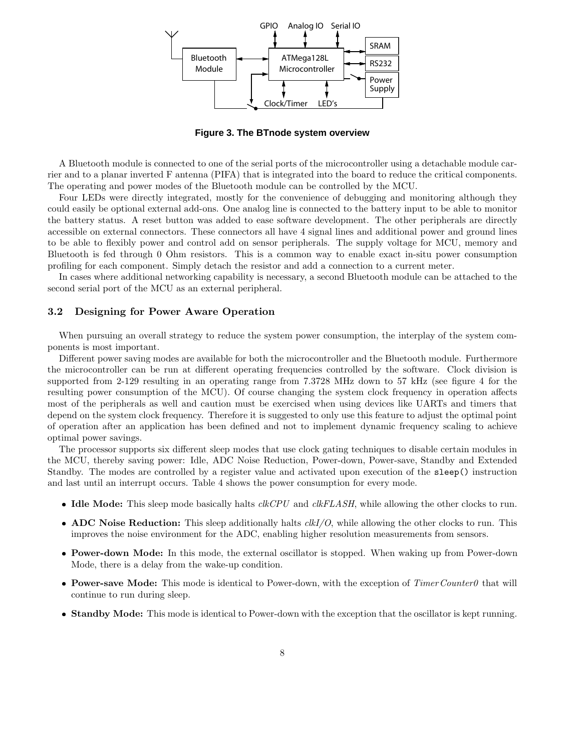Figure 3. The BTnode system overview

A Bluetooth module is connected to one of the serial ports of the microcontroller using a detachable module carrier and to a planar inverted F antenna (PIFA) that is integrated into the board to reduce the critical components. The operating and power modes of the Bluetooth module can be controlled by the MCU.

Four LEDs were directly integrated, mostly for the convenience of debugging and monitoring although they could easily be optional external add-ons. One analog line is connected to the battery input to be able to monitor the battery status. A reset button was added to ease software development. The other peripherals are directly accessible on external connectors. These connectors all have 4 signal lines and additional power and ground lines to be able to flexibly power and control add on sensor peripherals. The supply voltage for MCU, memory and Bluetooth is fed through 0 Ohm resistors. This is a common way to enable exact in-situ power consumption profiling for each component. Simply detach the resistor and add a connection to a current meter.

In cases where additional networking capability is necessary, a second Bluetooth module can be attached to the second serial port of the MCU as an external peripheral.

### 3.2 Designing for Power Aware Operation

When pursuing an overall strategy to reduce the system power consumption, the interplay of the system components is most important.

Different power saving modes are available for both the microcontroller and the Bluetooth module. Furthermore the microcontroller can be run at different operating frequencies controlled by the software. Clock division is supported from 2-129 resulting in an operating range from 7.3728 MHz down to 57 kHz (see figure 4 for the resulting power consumption of the MCU). Of course changing the system clock frequency in operation affects most of the peripherals as well and caution must be exercised when using devices like UARTs and timers that depend on the system clock frequency. Therefore it is suggested to only use this feature to adjust the optimal point of operation after an application has been defined and not to implement dynamic frequency scaling to achieve optimal power savings.

The processor supports six different sleep modes that use clock gating techniques to disable certain modules in the MCU, thereby saving power: Idle, ADC Noise Reduction, Power-down, Power-save, Standby and Extended Standby. The modes are controlled by a register value and activated upon execution of the `sleep()` instruction and last until an interrupt occurs. Table 4 shows the power consumption for every mode.

- **Idle Mode:** This sleep mode basically halts *clkCPU* and *clkFLASH*, while allowing the other clocks to run.
- **ADC Noise Reduction:** This sleep additionally halts *clkI/O*, while allowing the other clocks to run. This improves the noise environment for the ADC, enabling higher resolution measurements from sensors.
- **Power-down Mode:** In this mode, the external oscillator is stopped. When waking up from Power-down Mode, there is a delay from the wake-up condition.
- **Power-save Mode:** This mode is identical to Power-down, with the exception of *TimerCounter0* that will continue to run during sleep.
- **Standby Mode:** This mode is identical to Power-down with the exception that the oscillator is kept running.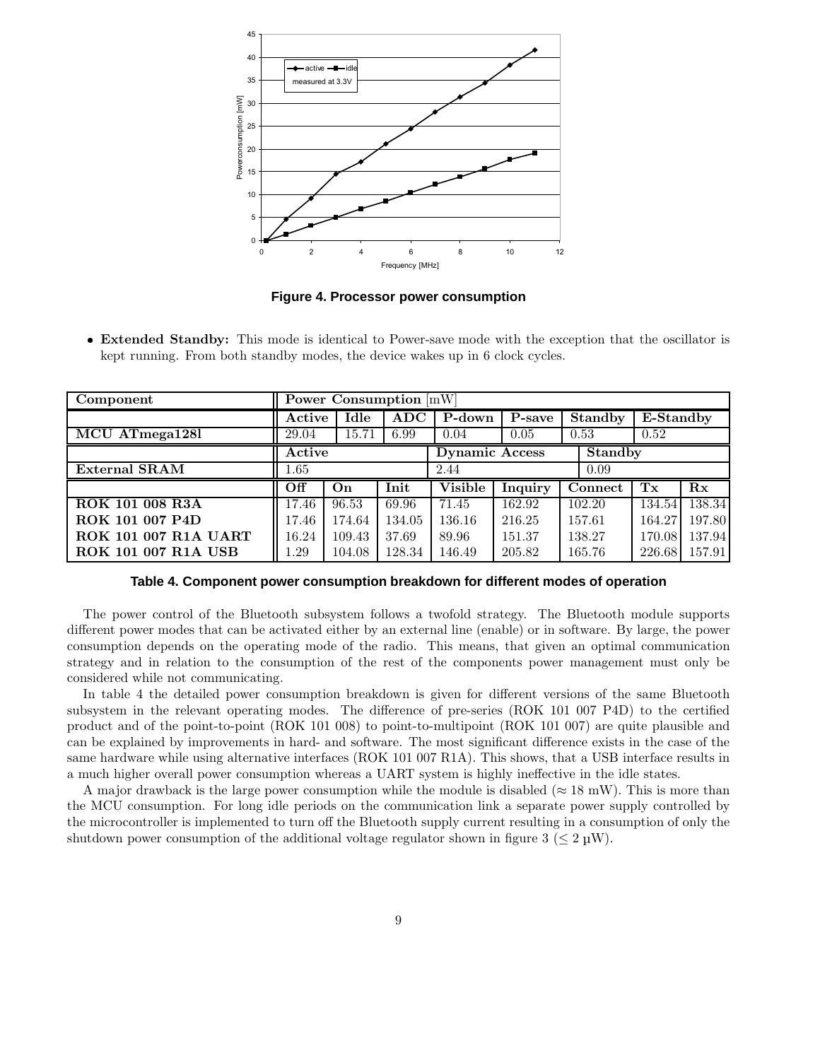Figure 4. Processor power consumption

- **Extended Standby:** This mode is identical to Power-save mode with the exception that the oscillator is kept running. From both standby modes, the device wakes up in 6 clock cycles.

| Component | Power Consumption [mW] | | | | | | | |
|---|---|---|---|---|---|---|---|---|
| | **Active** | **Idle** | **ADC** | **P-down** | **P-save** | **Standby** | **E-Standby** | |
| **MCU ATmega128l** | 29.04 | 15.71 | 6.99 | 0.04 | 0.05 | 0.53 | 0.52 | |
| | **Active** | | | **Dynamic Access** | | **Standby** | | |
| **External SRAM** | 1.65 | | | 2.44 | | 0.09 | | |
| | **Off** | **On** | **Init** | **Visible** | **Inquiry** | **Connect** | **Tx** | **Rx** |
| **ROK 101 008 R3A** | 17.46 | 96.53 | 69.96 | 71.45 | 162.92 | 102.20 | 134.54 | 138.34 |
| **ROK 101 007 P4D** | 17.46 | 174.64 | 134.05 | 136.16 | 216.25 | 157.61 | 164.27 | 197.80 |
| **ROK 101 007 R1A UART** | 16.24 | 109.43 | 37.69 | 89.96 | 151.37 | 138.27 | 170.08 | 137.94 |
| **ROK 101 007 R1A USB** | 1.29 | 104.08 | 128.34 | 146.49 | 205.82 | 165.76 | 226.68 | 157.91 |

Table 4. Component power consumption breakdown for different modes of operation

The power control of the Bluetooth subsystem follows a twofold strategy. The Bluetooth module supports different power modes that can be activated either by an external line (enable) or in software. By large, the power consumption depends on the operating mode of the radio. This means, that given an optimal communication strategy and in relation to the consumption of the rest of the components power management must only be considered while not communicating.

In table 4 the detailed power consumption breakdown is given for different versions of the same Bluetooth subsystem in the relevant operating modes. The difference of pre-series (ROK 101 007 P4D) to the certified product and of the point-to-point (ROK 101 008) to point-to-multipoint (ROK 101 007) are quite plausible and can be explained by improvements in hard- and software. The most significant difference exists in the case of the same hardware while using alternative interfaces (ROK 101 007 R1A). This shows, that a USB interface results in a much higher overall power consumption whereas a UART system is highly ineffective in the idle states.

A major drawback is the large power consumption while the module is disabled ($\approx 18$ mW). This is more than the MCU consumption. For long idle periods on the communication link a separate power supply controlled by the microcontroller is implemented to turn off the Bluetooth supply current resulting in a consumption of only the shutdown power consumption of the additional voltage regulator shown in figure 3 ($\leq 2$ µW).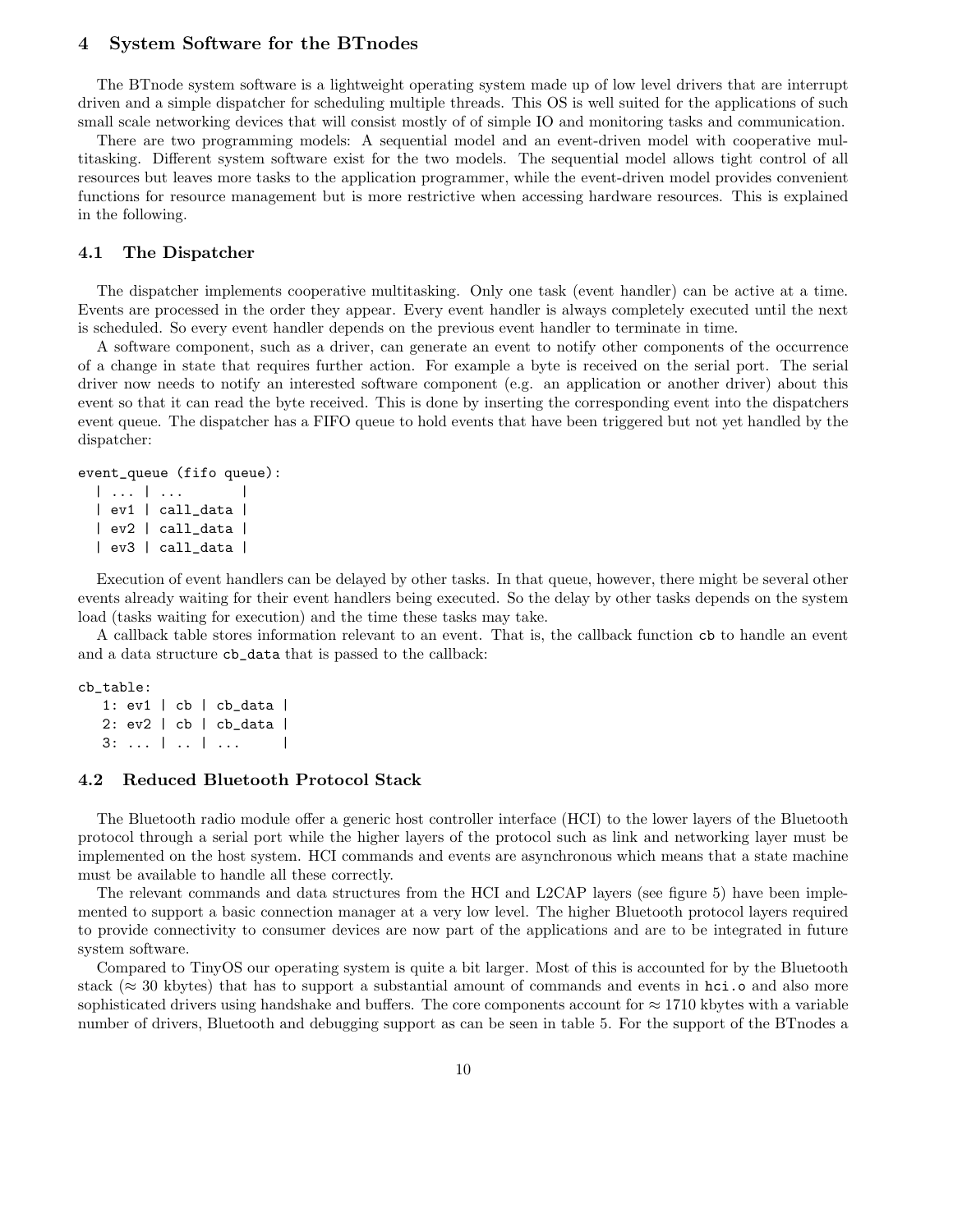## 4 System Software for the BTnodes

The BTnode system software is a lightweight operating system made up of low level drivers that are interrupt driven and a simple dispatcher for scheduling multiple threads. This OS is well suited for the applications of such small scale networking devices that will consist mostly of of simple IO and monitoring tasks and communication.

There are two programming models: A sequential model and an event-driven model with cooperative multitasking. Different system software exist for the two models. The sequential model allows tight control of all resources but leaves more tasks to the application programmer, while the event-driven model provides convenient functions for resource management but is more restrictive when accessing hardware resources. This is explained in the following.

### 4.1 The Dispatcher

The dispatcher implements cooperative multitasking. Only one task (event handler) can be active at a time. Events are processed in the order they appear. Every event handler is always completely executed until the next is scheduled. So every event handler depends on the previous event handler to terminate in time.

A software component, such as a driver, can generate an event to notify other components of the occurrence of a change in state that requires further action. For example a byte is received on the serial port. The serial driver now needs to notify an interested software component (e.g. an application or another driver) about this event so that it can read the byte received. This is done by inserting the corresponding event into the dispatchers event queue. The dispatcher has a FIFO queue to hold events that have been triggered but not yet handled by the dispatcher:

```
event_queue (fifo queue):
  | ... | ...       |
  | ev1 | call_data |
  | ev2 | call_data |
  | ev3 | call_data |
```

Execution of event handlers can be delayed by other tasks. In that queue, however, there might be several other events already waiting for their event handlers being executed. So the delay by other tasks depends on the system load (tasks waiting for execution) and the time these tasks may take.

A callback table stores information relevant to an event. That is, the callback function `cb` to handle an event and a data structure `cb_data` that is passed to the callback:

```
cb_table:
   1: ev1 | cb | cb_data |
   2: ev2 | cb | cb_data |
   3: ... | .. | ...     |
```

### 4.2 Reduced Bluetooth Protocol Stack

The Bluetooth radio module offer a generic host controller interface (HCI) to the lower layers of the Bluetooth protocol through a serial port while the higher layers of the protocol such as link and networking layer must be implemented on the host system. HCI commands and events are asynchronous which means that a state machine must be available to handle all these correctly.

The relevant commands and data structures from the HCI and L2CAP layers (see figure 5) have been implemented to support a basic connection manager at a very low level. The higher Bluetooth protocol layers required to provide connectivity to consumer devices are now part of the applications and are to be integrated in future system software.

Compared to TinyOS our operating system is quite a bit larger. Most of this is accounted for by the Bluetooth stack ($\approx$ 30 kbytes) that has to support a substantial amount of commands and events in `hci.o` and also more sophisticated drivers using handshake and buffers. The core components account for $\approx$ 1710 kbytes with a variable number of drivers, Bluetooth and debugging support as can be seen in table 5. For the support of the BTnodes a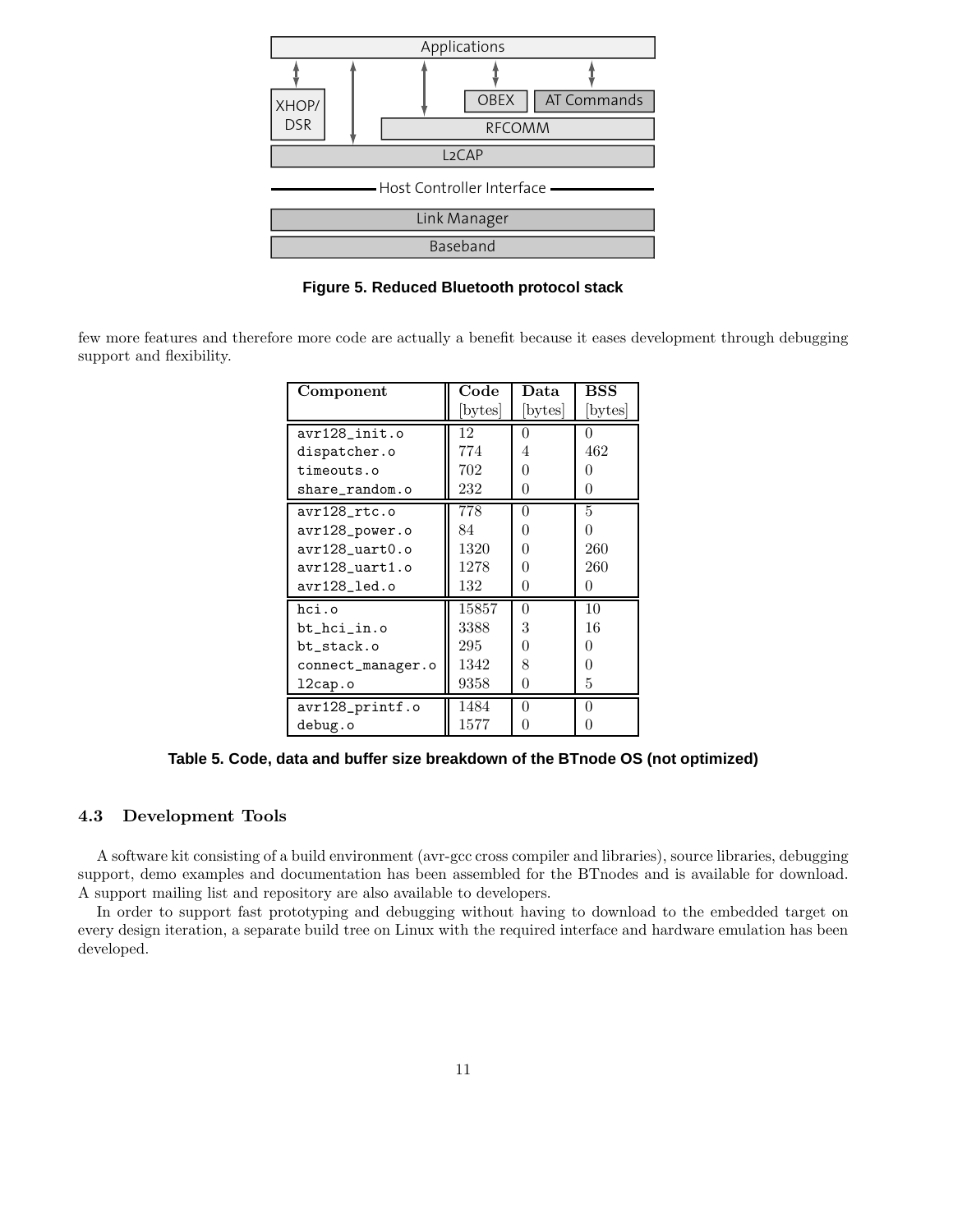Figure 5. Reduced Bluetooth protocol stack

few more features and therefore more code are actually a benefit because it eases development through debugging support and flexibility.

| Component | Code [bytes] | Data [bytes] | BSS [bytes] |
|---|---|---|---|
| avr128_init.o | 12 | 0 | 0 |
| dispatcher.o | 774 | 4 | 462 |
| timeouts.o | 702 | 0 | 0 |
| share_random.o | 232 | 0 | 0 |
| avr128_rtc.o | 778 | 0 | 5 |
| avr128_power.o | 84 | 0 | 0 |
| avr128_uart0.o | 1320 | 0 | 260 |
| avr128_uart1.o | 1278 | 0 | 260 |
| avr128_led.o | 132 | 0 | 0 |
| hci.o | 15857 | 0 | 10 |
| bt_hci_in.o | 3388 | 3 | 16 |
| bt_stack.o | 295 | 0 | 0 |
| connect_manager.o | 1342 | 8 | 0 |
| l2cap.o | 9358 | 0 | 5 |
| avr128_printf.o | 1484 | 0 | 0 |
| debug.o | 1577 | 0 | 0 |

**Table 5. Code, data and buffer size breakdown of the BTnode OS (not optimized)**

### 4.3 Development Tools

A software kit consisting of a build environment (avr-gcc cross compiler and libraries), source libraries, debugging support, demo examples and documentation has been assembled for the BTnodes and is available for download. A support mailing list and repository are also available to developers.

In order to support fast prototyping and debugging without having to download to the embedded target on every design iteration, a separate build tree on Linux with the required interface and hardware emulation has been developed.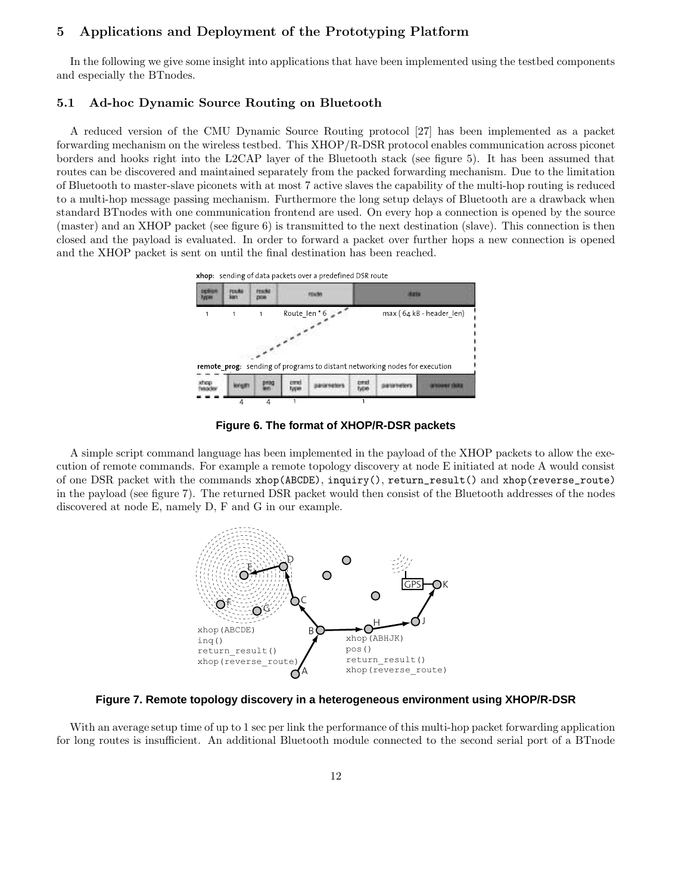## 5 Applications and Deployment of the Prototyping Platform

In the following we give some insight into applications that have been implemented using the testbed components and especially the BTnodes.

### 5.1 Ad-hoc Dynamic Source Routing on Bluetooth

A reduced version of the CMU Dynamic Source Routing protocol [27] has been implemented as a packet forwarding mechanism on the wireless testbed. This XHOP/R-DSR protocol enables communication across piconet borders and hooks right into the L2CAP layer of the Bluetooth stack (see figure 5). It has been assumed that routes can be discovered and maintained separately from the packed forwarding mechanism. Due to the limitation of Bluetooth to master-slave piconets with at most 7 active slaves the capability of the multi-hop routing is reduced to a multi-hop message passing mechanism. Furthermore the long setup delays of Bluetooth are a drawback when standard BTnodes with one communication frontend are used. On every hop a connection is opened by the source (master) and an XHOP packet (see figure 6) is transmitted to the next destination (slave). This connection is then closed and the payload is evaluated. In order to forward a packet over further hops a new connection is opened and the XHOP packet is sent on until the final destination has been reached.

**Figure 6. The format of XHOP/R-DSR packets**

A simple script command language has been implemented in the payload of the XHOP packets to allow the execution of remote commands. For example a remote topology discovery at node E initiated at node A would consist of one DSR packet with the commands `xhop(ABCDE)`, `inquiry()`, `return_result()` and `xhop(reverse_route)` in the payload (see figure 7). The returned DSR packet would then consist of the Bluetooth addresses of the nodes discovered at node E, namely D, F and G in our example.

**Figure 7. Remote topology discovery in a heterogeneous environment using XHOP/R-DSR**

With an average setup time of up to 1 sec per link the performance of this multi-hop packet forwarding application for long routes is insufficient. An additional Bluetooth module connected to the second serial port of a BTnode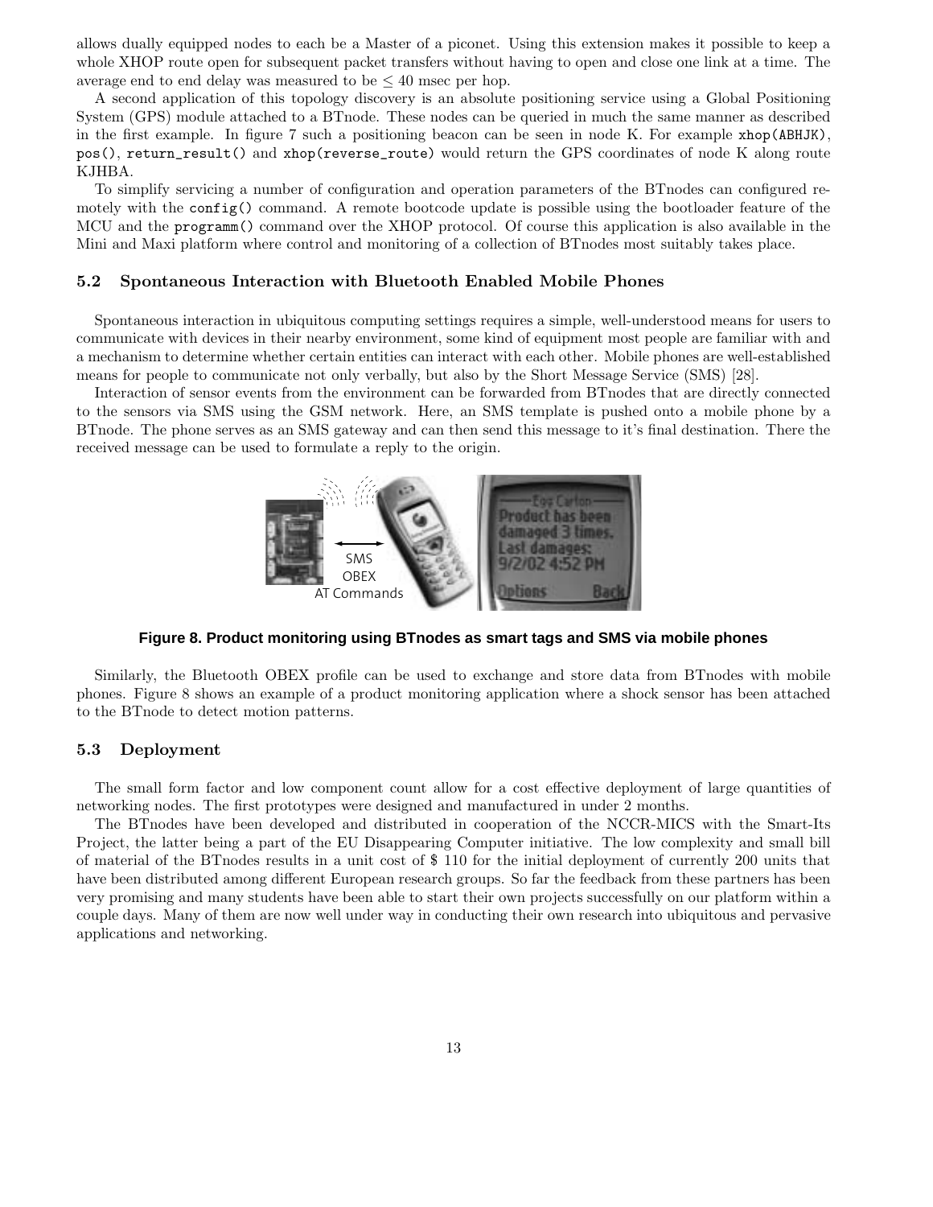allows dually equipped nodes to each be a Master of a piconet. Using this extension makes it possible to keep a whole XHOP route open for subsequent packet transfers without having to open and close one link at a time. The average end to end delay was measured to be $\leq 40$ msec per hop.

A second application of this topology discovery is an absolute positioning service using a Global Positioning System (GPS) module attached to a BTnode. These nodes can be queried in much the same manner as described in the first example. In figure 7 such a positioning beacon can be seen in node K. For example `xhop(ABHJK)`, `pos()`, `return_result()` and `xhop(reverse_route)` would return the GPS coordinates of node K along route KJHBA.

To simplify servicing a number of configuration and operation parameters of the BTnodes can configured remotely with the `config()` command. A remote bootcode update is possible using the bootloader feature of the MCU and the `programm()` command over the XHOP protocol. Of course this application is also available in the Mini and Maxi platform where control and monitoring of a collection of BTnodes most suitably takes place.

### 5.2 Spontaneous Interaction with Bluetooth Enabled Mobile Phones

Spontaneous interaction in ubiquitous computing settings requires a simple, well-understood means for users to communicate with devices in their nearby environment, some kind of equipment most people are familiar with and a mechanism to determine whether certain entities can interact with each other. Mobile phones are well-established means for people to communicate not only verbally, but also by the Short Message Service (SMS) [28].

Interaction of sensor events from the environment can be forwarded from BTnodes that are directly connected to the sensors via SMS using the GSM network. Here, an SMS template is pushed onto a mobile phone by a BTnode. The phone serves as an SMS gateway and can then send this message to it's final destination. There the received message can be used to formulate a reply to the origin.

**Figure 8. Product monitoring using BTnodes as smart tags and SMS via mobile phones**

Similarly, the Bluetooth OBEX profile can be used to exchange and store data from BTnodes with mobile phones. Figure 8 shows an example of a product monitoring application where a shock sensor has been attached to the BTnode to detect motion patterns.

### 5.3 Deployment

The small form factor and low component count allow for a cost effective deployment of large quantities of networking nodes. The first prototypes were designed and manufactured in under 2 months.

The BTnodes have been developed and distributed in cooperation of the NCCR-MICS with the Smart-Its Project, the latter being a part of the EU Disappearing Computer initiative. The low complexity and small bill of material of the BTnodes results in a unit cost of $ 110 for the initial deployment of currently 200 units that have been distributed among different European research groups. So far the feedback from these partners has been very promising and many students have been able to start their own projects successfully on our platform within a couple days. Many of them are now well under way in conducting their own research into ubiquitous and pervasive applications and networking.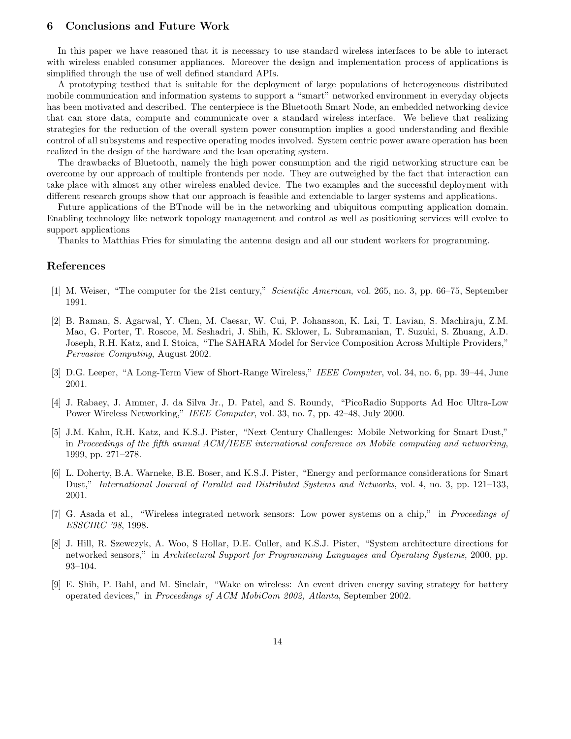## 6 Conclusions and Future Work

In this paper we have reasoned that it is necessary to use standard wireless interfaces to be able to interact with wireless enabled consumer appliances. Moreover the design and implementation process of applications is simplified through the use of well defined standard APIs.

A prototyping testbed that is suitable for the deployment of large populations of heterogeneous distributed mobile communication and information systems to support a "smart" networked environment in everyday objects has been motivated and described. The centerpiece is the Bluetooth Smart Node, an embedded networking device that can store data, compute and communicate over a standard wireless interface. We believe that realizing strategies for the reduction of the overall system power consumption implies a good understanding and flexible control of all subsystems and respective operating modes involved. System centric power aware operation has been realized in the design of the hardware and the lean operating system.

The drawbacks of Bluetooth, namely the high power consumption and the rigid networking structure can be overcome by our approach of multiple frontends per node. They are outweighed by the fact that interaction can take place with almost any other wireless enabled device. The two examples and the successful deployment with different research groups show that our approach is feasible and extendable to larger systems and applications.

Future applications of the BTnode will be in the networking and ubiquitous computing application domain. Enabling technology like network topology management and control as well as positioning services will evolve to support applications

Thanks to Matthias Fries for simulating the antenna design and all our student workers for programming.

## References

[1] M. Weiser, "The computer for the 21st century," *Scientific American*, vol. 265, no. 3, pp. 66–75, September 1991.

[2] B. Raman, S. Agarwal, Y. Chen, M. Caesar, W. Cui, P. Johansson, K. Lai, T. Lavian, S. Machiraju, Z.M. Mao, G. Porter, T. Roscoe, M. Seshadri, J. Shih, K. Sklower, L. Subramanian, T. Suzuki, S. Zhuang, A.D. Joseph, R.H. Katz, and I. Stoica, "The SAHARA Model for Service Composition Across Multiple Providers," *Pervasive Computing*, August 2002.

[3] D.G. Leeper, "A Long-Term View of Short-Range Wireless," *IEEE Computer*, vol. 34, no. 6, pp. 39–44, June 2001.

[4] J. Rabaey, J. Ammer, J. da Silva Jr., D. Patel, and S. Roundy, "PicoRadio Supports Ad Hoc Ultra-Low Power Wireless Networking," *IEEE Computer*, vol. 33, no. 7, pp. 42–48, July 2000.

[5] J.M. Kahn, R.H. Katz, and K.S.J. Pister, "Next Century Challenges: Mobile Networking for Smart Dust," in *Proceedings of the fifth annual ACM/IEEE international conference on Mobile computing and networking*, 1999, pp. 271–278.

[6] L. Doherty, B.A. Warneke, B.E. Boser, and K.S.J. Pister, "Energy and performance considerations for Smart Dust," *International Journal of Parallel and Distributed Systems and Networks*, vol. 4, no. 3, pp. 121–133, 2001.

[7] G. Asada et al., "Wireless integrated network sensors: Low power systems on a chip," in *Proceedings of ESSCIRC '98*, 1998.

[8] J. Hill, R. Szewczyk, A. Woo, S Hollar, D.E. Culler, and K.S.J. Pister, "System architecture directions for networked sensors," in *Architectural Support for Programming Languages and Operating Systems*, 2000, pp. 93–104.

[9] E. Shih, P. Bahl, and M. Sinclair, "Wake on wireless: An event driven energy saving strategy for battery operated devices," in *Proceedings of ACM MobiCom 2002, Atlanta*, September 2002.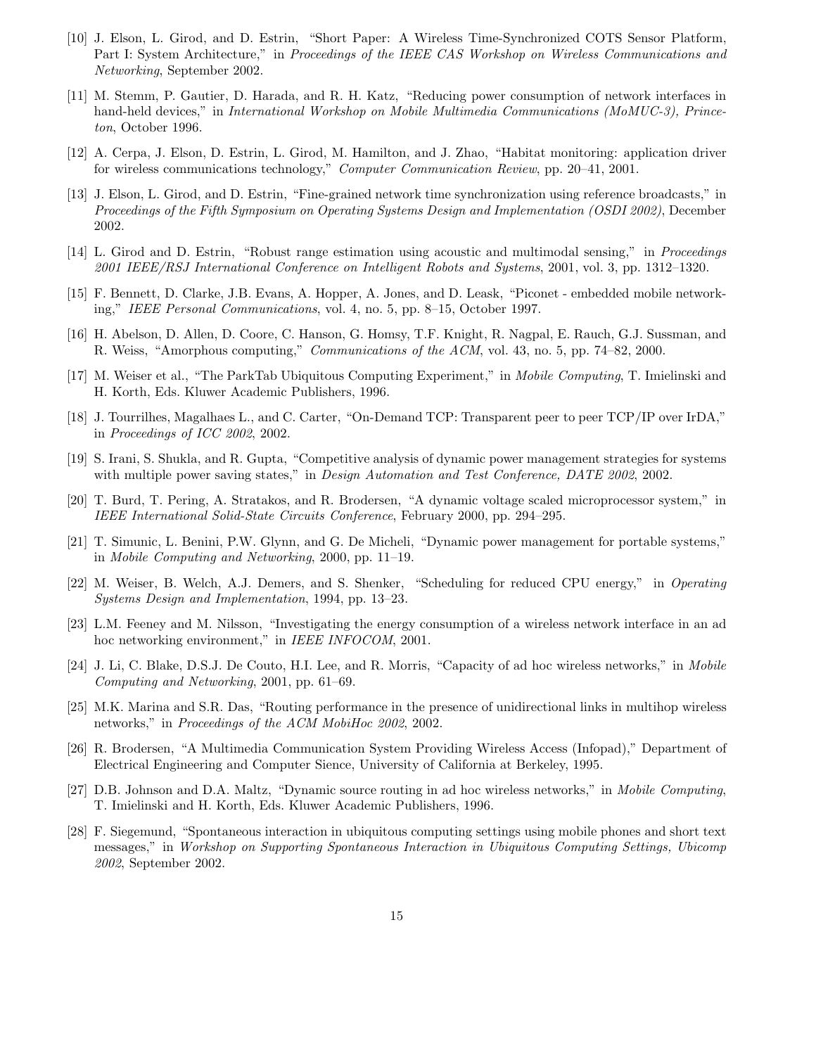[10] J. Elson, L. Girod, and D. Estrin, "Short Paper: A Wireless Time-Synchronized COTS Sensor Platform, Part I: System Architecture," in *Proceedings of the IEEE CAS Workshop on Wireless Communications and Networking*, September 2002.

[11] M. Stemm, P. Gautier, D. Harada, and R. H. Katz, "Reducing power consumption of network interfaces in hand-held devices," in *International Workshop on Mobile Multimedia Communications (MoMUC-3), Princeton*, October 1996.

[12] A. Cerpa, J. Elson, D. Estrin, L. Girod, M. Hamilton, and J. Zhao, "Habitat monitoring: application driver for wireless communications technology," *Computer Communication Review*, pp. 20–41, 2001.

[13] J. Elson, L. Girod, and D. Estrin, "Fine-grained network time synchronization using reference broadcasts," in *Proceedings of the Fifth Symposium on Operating Systems Design and Implementation (OSDI 2002)*, December 2002.

[14] L. Girod and D. Estrin, "Robust range estimation using acoustic and multimodal sensing," in *Proceedings 2001 IEEE/RSJ International Conference on Intelligent Robots and Systems*, 2001, vol. 3, pp. 1312–1320.

[15] F. Bennett, D. Clarke, J.B. Evans, A. Hopper, A. Jones, and D. Leask, "Piconet - embedded mobile networking," *IEEE Personal Communications*, vol. 4, no. 5, pp. 8–15, October 1997.

[16] H. Abelson, D. Allen, D. Coore, C. Hanson, G. Homsy, T.F. Knight, R. Nagpal, E. Rauch, G.J. Sussman, and R. Weiss, "Amorphous computing," *Communications of the ACM*, vol. 43, no. 5, pp. 74–82, 2000.

[17] M. Weiser et al., "The ParkTab Ubiquitous Computing Experiment," in *Mobile Computing*, T. Imielinski and H. Korth, Eds. Kluwer Academic Publishers, 1996.

[18] J. Tourrilhes, Magalhaes L., and C. Carter, "On-Demand TCP: Transparent peer to peer TCP/IP over IrDA," in *Proceedings of ICC 2002*, 2002.

[19] S. Irani, S. Shukla, and R. Gupta, "Competitive analysis of dynamic power management strategies for systems with multiple power saving states," in *Design Automation and Test Conference, DATE 2002*, 2002.

[20] T. Burd, T. Pering, A. Stratakos, and R. Brodersen, "A dynamic voltage scaled microprocessor system," in *IEEE International Solid-State Circuits Conference*, February 2000, pp. 294–295.

[21] T. Simunic, L. Benini, P.W. Glynn, and G. De Micheli, "Dynamic power management for portable systems," in *Mobile Computing and Networking*, 2000, pp. 11–19.

[22] M. Weiser, B. Welch, A.J. Demers, and S. Shenker, "Scheduling for reduced CPU energy," in *Operating Systems Design and Implementation*, 1994, pp. 13–23.

[23] L.M. Feeney and M. Nilsson, "Investigating the energy consumption of a wireless network interface in an ad hoc networking environment," in *IEEE INFOCOM*, 2001.

[24] J. Li, C. Blake, D.S.J. De Couto, H.I. Lee, and R. Morris, "Capacity of ad hoc wireless networks," in *Mobile Computing and Networking*, 2001, pp. 61–69.

[25] M.K. Marina and S.R. Das, "Routing performance in the presence of unidirectional links in multihop wireless networks," in *Proceedings of the ACM MobiHoc 2002*, 2002.

[26] R. Brodersen, "A Multimedia Communication System Providing Wireless Access (Infopad)," Department of Electrical Engineering and Computer Sience, University of California at Berkeley, 1995.

[27] D.B. Johnson and D.A. Maltz, "Dynamic source routing in ad hoc wireless networks," in *Mobile Computing*, T. Imielinski and H. Korth, Eds. Kluwer Academic Publishers, 1996.

[28] F. Siegemund, "Spontaneous interaction in ubiquitous computing settings using mobile phones and short text messages," in *Workshop on Supporting Spontaneous Interaction in Ubiquitous Computing Settings, Ubicomp 2002*, September 2002.